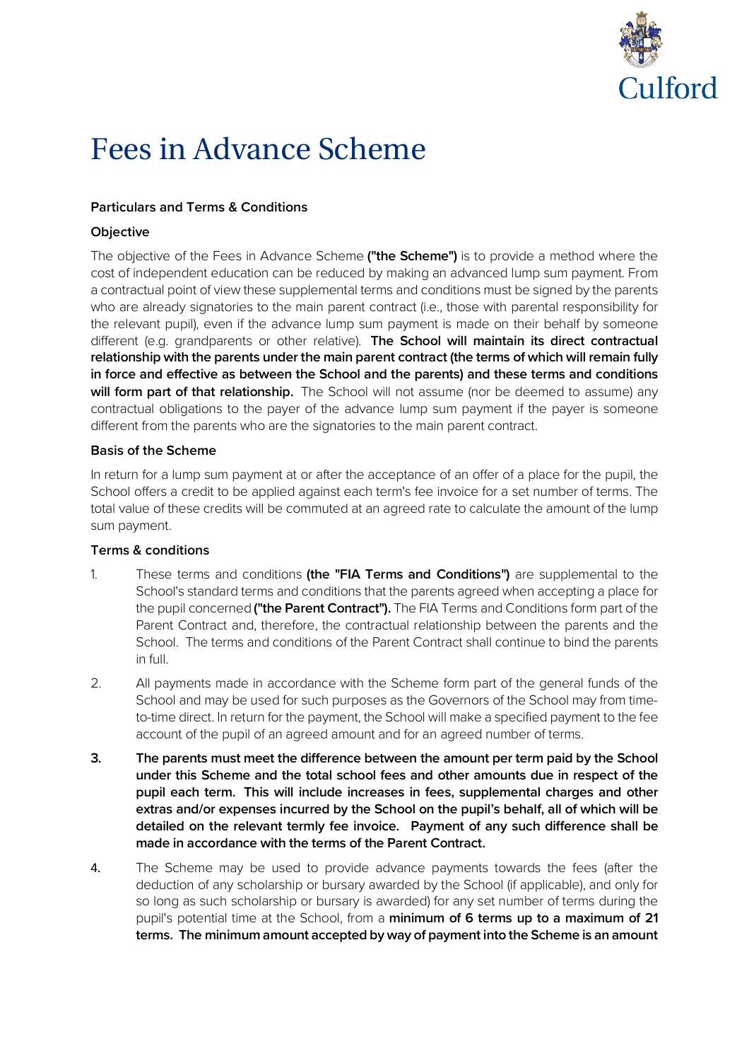# Fees in Advance Scheme

**Particulars and Terms & Conditions**

**Objective**

The objective of the Fees in Advance Scheme **("the Scheme")** is to provide a method where the cost of independent education can be reduced by making an advanced lump sum payment. From a contractual point of view these supplemental terms and conditions must be signed by the parents who are already signatories to the main parent contract (i.e., those with parental responsibility for the relevant pupil), even if the advance lump sum payment is made on their behalf by someone different (e.g. grandparents or other relative). **The School will maintain its direct contractual relationship with the parents under the main parent contract (the terms of which will remain fully in force and effective as between the School and the parents) and these terms and conditions will form part of that relationship.** The School will not assume (nor be deemed to assume) any contractual obligations to the payer of the advance lump sum payment if the payer is someone different from the parents who are the signatories to the main parent contract.

**Basis of the Scheme**

In return for a lump sum payment at or after the acceptance of an offer of a place for the pupil, the School offers a credit to be applied against each term's fee invoice for a set number of terms. The total value of these credits will be commuted at an agreed rate to calculate the amount of the lump sum payment.

**Terms & conditions**

1. These terms and conditions **(the "FIA Terms and Conditions")** are supplemental to the School's standard terms and conditions that the parents agreed when accepting a place for the pupil concerned **("the Parent Contract").** The FIA Terms and Conditions form part of the Parent Contract and, therefore, the contractual relationship between the parents and the School. The terms and conditions of the Parent Contract shall continue to bind the parents in full.

2. All payments made in accordance with the Scheme form part of the general funds of the School and may be used for such purposes as the Governors of the School may from time-to-time direct. In return for the payment, the School will make a specified payment to the fee account of the pupil of an agreed amount and for an agreed number of terms.

3. **The parents must meet the difference between the amount per term paid by the School under this Scheme and the total school fees and other amounts due in respect of the pupil each term. This will include increases in fees, supplemental charges and other extras and/or expenses incurred by the School on the pupil's behalf, all of which will be detailed on the relevant termly fee invoice. Payment of any such difference shall be made in accordance with the terms of the Parent Contract.**

4. The Scheme may be used to provide advance payments towards the fees (after the deduction of any scholarship or bursary awarded by the School (if applicable), and only for so long as such scholarship or bursary is awarded) for any set number of terms during the pupil's potential time at the School, from a **minimum of 6 terms up to a maximum of 21 terms. The minimum amount accepted by way of payment into the Scheme is an amount**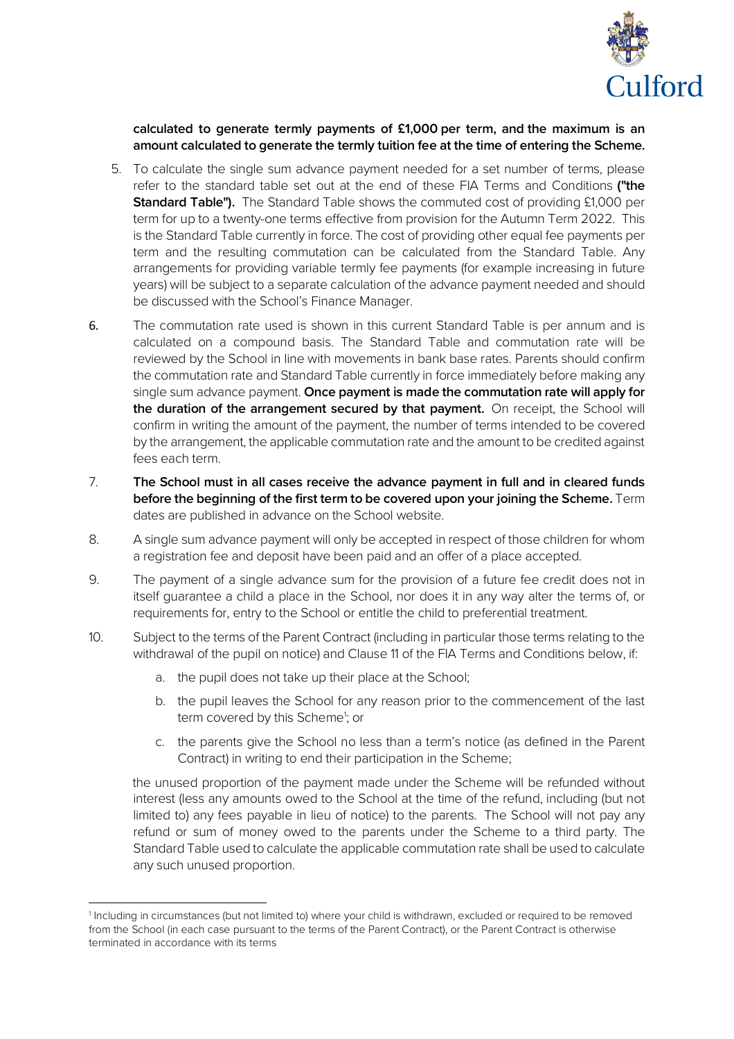**calculated to generate termly payments of £1,000 per term, and the maximum is an amount calculated to generate the termly tuition fee at the time of entering the Scheme.**

5. To calculate the single sum advance payment needed for a set number of terms, please refer to the standard table set out at the end of these FIA Terms and Conditions **("the Standard Table").** The Standard Table shows the commuted cost of providing £1,000 per term for up to a twenty-one terms effective from provision for the Autumn Term 2022. This is the Standard Table currently in force. The cost of providing other equal fee payments per term and the resulting commutation can be calculated from the Standard Table. Any arrangements for providing variable termly fee payments (for example increasing in future years) will be subject to a separate calculation of the advance payment needed and should be discussed with the School's Finance Manager.

6. The commutation rate used is shown in this current Standard Table is per annum and is calculated on a compound basis. The Standard Table and commutation rate will be reviewed by the School in line with movements in bank base rates. Parents should confirm the commutation rate and Standard Table currently in force immediately before making any single sum advance payment. **Once payment is made the commutation rate will apply for the duration of the arrangement secured by that payment.** On receipt, the School will confirm in writing the amount of the payment, the number of terms intended to be covered by the arrangement, the applicable commutation rate and the amount to be credited against fees each term.

7. **The School must in all cases receive the advance payment in full and in cleared funds before the beginning of the first term to be covered upon your joining the Scheme.** Term dates are published in advance on the School website.

8. A single sum advance payment will only be accepted in respect of those children for whom a registration fee and deposit have been paid and an offer of a place accepted.

9. The payment of a single advance sum for the provision of a future fee credit does not in itself guarantee a child a place in the School, nor does it in any way alter the terms of, or requirements for, entry to the School or entitle the child to preferential treatment.

10. Subject to the terms of the Parent Contract (including in particular those terms relating to the withdrawal of the pupil on notice) and Clause 11 of the FIA Terms and Conditions below, if:

    a. the pupil does not take up their place at the School;

    b. the pupil leaves the School for any reason prior to the commencement of the last term covered by this Scheme[1]; or

    c. the parents give the School no less than a term's notice (as defined in the Parent Contract) in writing to end their participation in the Scheme;

    the unused proportion of the payment made under the Scheme will be refunded without interest (less any amounts owed to the School at the time of the refund, including (but not limited to) any fees payable in lieu of notice) to the parents. The School will not pay any refund or sum of money owed to the parents under the Scheme to a third party. The Standard Table used to calculate the applicable commutation rate shall be used to calculate any such unused proportion.

---

[1] Including in circumstances (but not limited to) where your child is withdrawn, excluded or required to be removed from the School (in each case pursuant to the terms of the Parent Contract), or the Parent Contract is otherwise terminated in accordance with its terms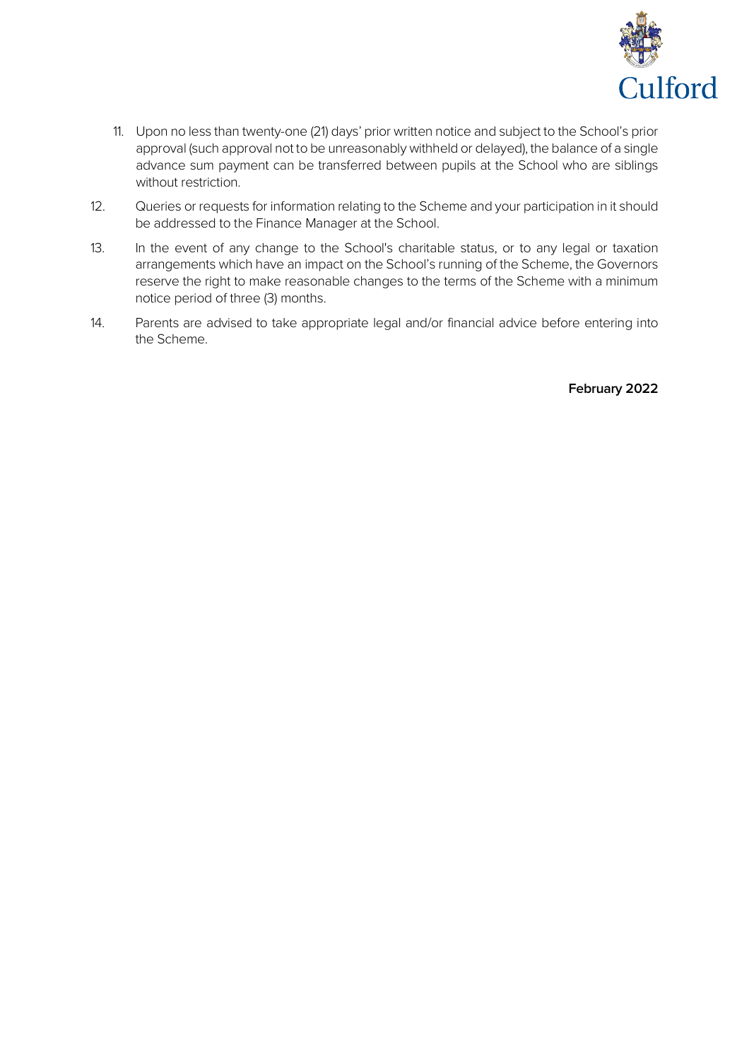11. Upon no less than twenty-one (21) days' prior written notice and subject to the School's prior approval (such approval not to be unreasonably withheld or delayed), the balance of a single advance sum payment can be transferred between pupils at the School who are siblings without restriction.

12. Queries or requests for information relating to the Scheme and your participation in it should be addressed to the Finance Manager at the School.

13. In the event of any change to the School's charitable status, or to any legal or taxation arrangements which have an impact on the School's running of the Scheme, the Governors reserve the right to make reasonable changes to the terms of the Scheme with a minimum notice period of three (3) months.

14. Parents are advised to take appropriate legal and/or financial advice before entering into the Scheme.

**February 2022**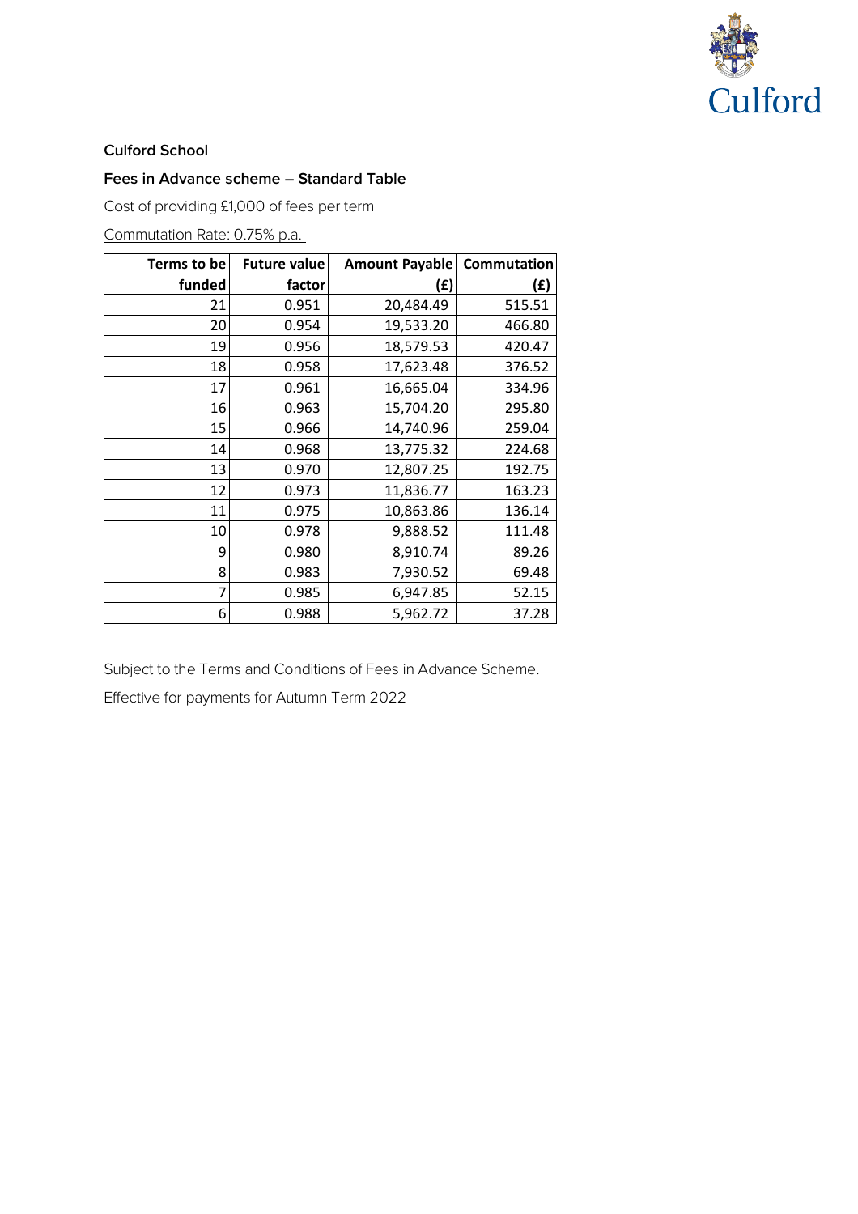Culford

**Culford School**

**Fees in Advance scheme – Standard Table**

Cost of providing £1,000 of fees per term

Commutation Rate: 0.75% p.a.

| Terms to be funded | Future value factor | Amount Payable (£) | Commutation (£) |
|---|---|---|---|
| 21 | 0.951 | 20,484.49 | 515.51 |
| 20 | 0.954 | 19,533.20 | 466.80 |
| 19 | 0.956 | 18,579.53 | 420.47 |
| 18 | 0.958 | 17,623.48 | 376.52 |
| 17 | 0.961 | 16,665.04 | 334.96 |
| 16 | 0.963 | 15,704.20 | 295.80 |
| 15 | 0.966 | 14,740.96 | 259.04 |
| 14 | 0.968 | 13,775.32 | 224.68 |
| 13 | 0.970 | 12,807.25 | 192.75 |
| 12 | 0.973 | 11,836.77 | 163.23 |
| 11 | 0.975 | 10,863.86 | 136.14 |
| 10 | 0.978 | 9,888.52 | 111.48 |
| 9 | 0.980 | 8,910.74 | 89.26 |
| 8 | 0.983 | 7,930.52 | 69.48 |
| 7 | 0.985 | 6,947.85 | 52.15 |
| 6 | 0.988 | 5,962.72 | 37.28 |

Subject to the Terms and Conditions of Fees in Advance Scheme.

Effective for payments for Autumn Term 2022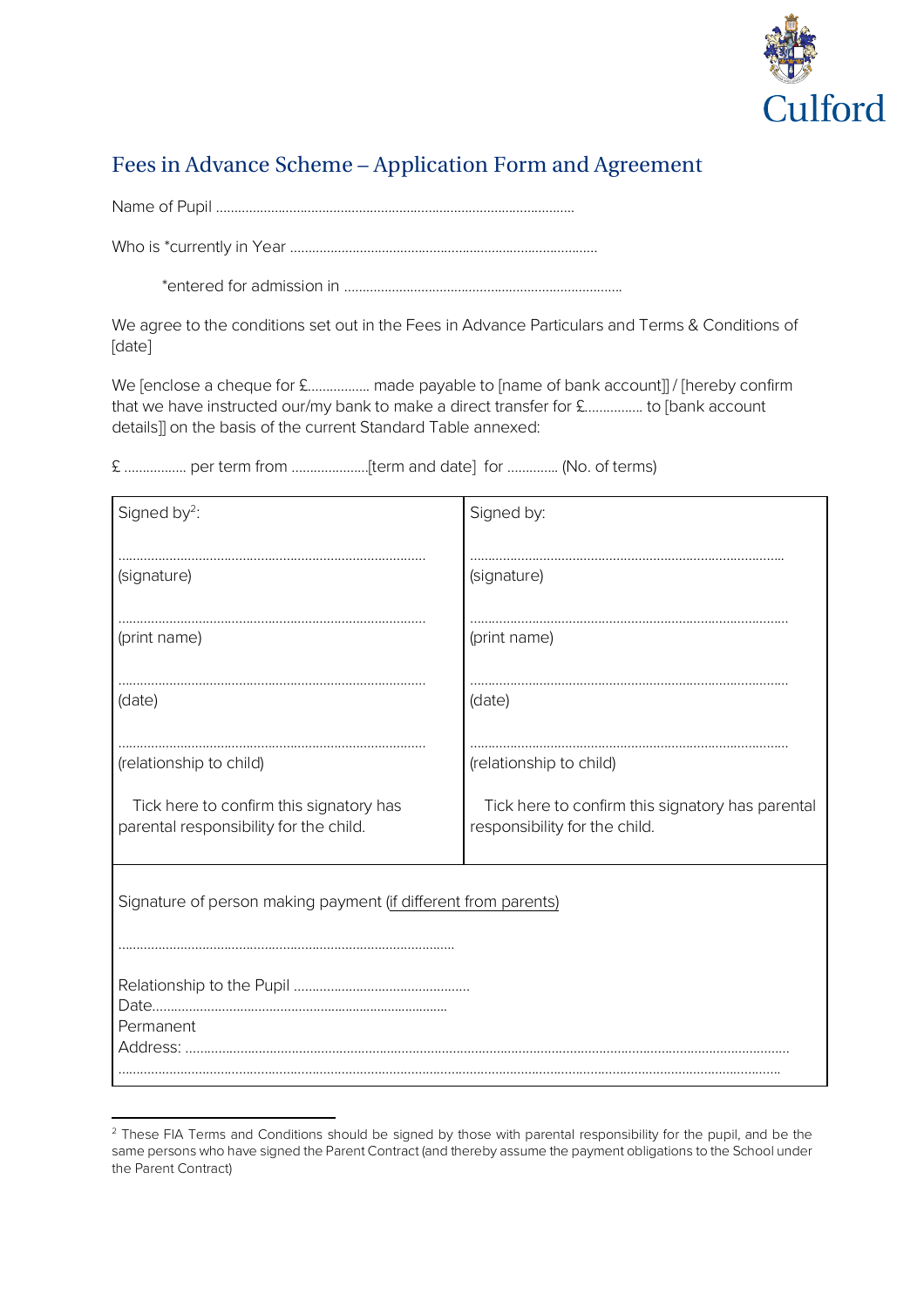Culford

# Fees in Advance Scheme – Application Form and Agreement

Name of Pupil ………………………………………………………………………………………

Who is *currently in Year ……………………………………………………………………….

*entered for admission in ……………………………………………………………………

We agree to the conditions set out in the Fees in Advance Particulars and Terms & Conditions of [date]

We [enclose a cheque for £…………….. made payable to [name of bank account]] / [hereby confirm that we have instructed our/my bank to make a direct transfer for £……………. to [bank account details]] on the basis of the current Standard Table annexed:

£ …………….. per term from …………………[term and date] for ………….. (No. of terms)

| Signed by[2]: | Signed by: |
|---|---|
| ………………………………………………………………………… (signature) | ………………………………………………………………………… (signature) |
| ………………………………………………………………………… (print name) | ………………………………………………………………………… (print name) |
| ………………………………………………………………………… (date) | ………………………………………………………………………… (date) |
| ………………………………………………………………………… (relationship to child) | ………………………………………………………………………… (relationship to child) |
| Tick here to confirm this signatory has parental responsibility for the child. | Tick here to confirm this signatory has parental responsibility for the child. |

Signature of person making payment (if different from parents)

…………………………………………………………………………………

Relationship to the Pupil …………………………………………
Date…………………………………………………………………
Permanent Address: ……………………………………………………………………………………………………………………
……………………………………………………………………………………………………………………………………

[2] These FIA Terms and Conditions should be signed by those with parental responsibility for the pupil, and be the same persons who have signed the Parent Contract (and thereby assume the payment obligations to the School under the Parent Contract)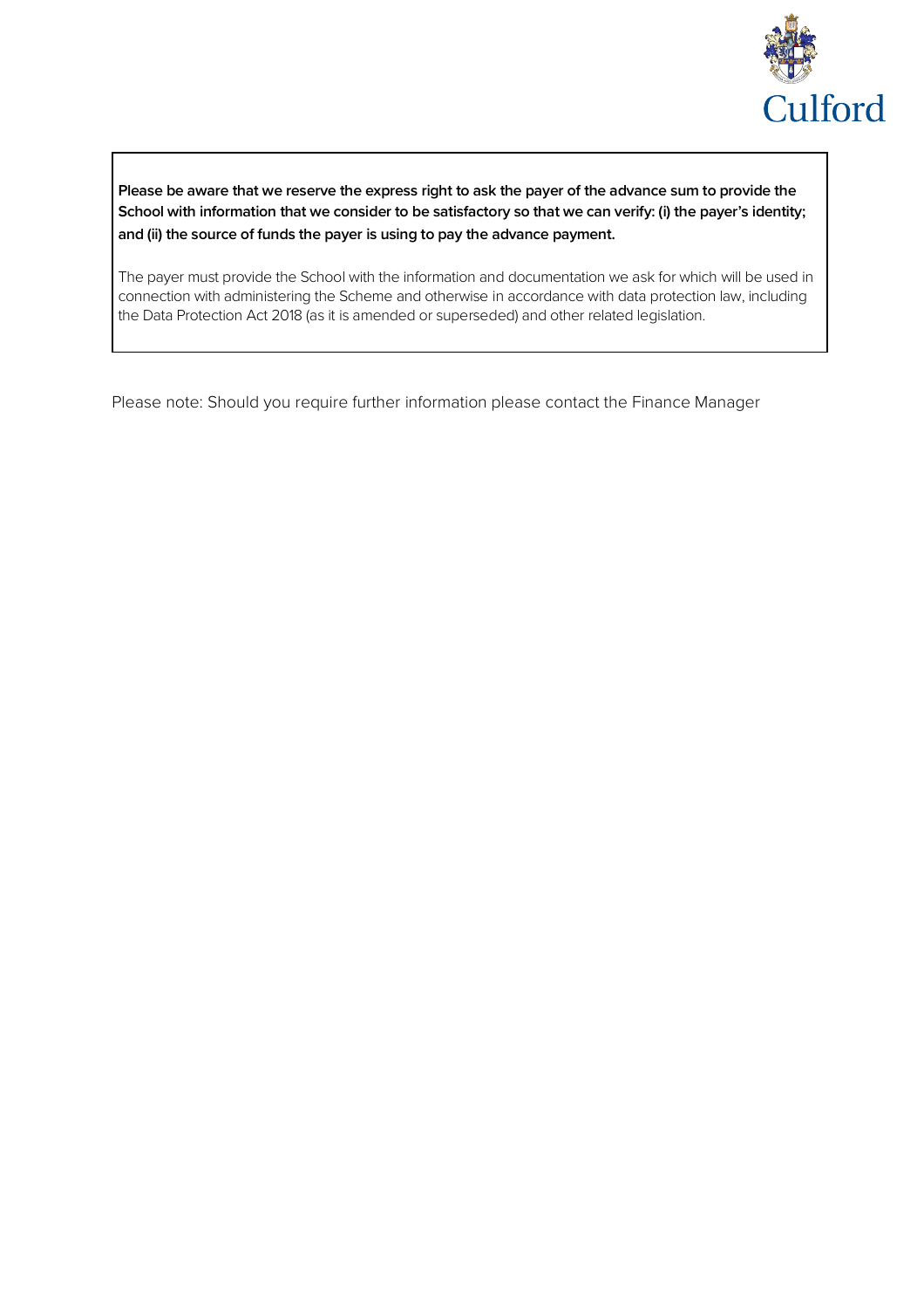**Please be aware that we reserve the express right to ask the payer of the advance sum to provide the School with information that we consider to be satisfactory so that we can verify: (i) the payer's identity; and (ii) the source of funds the payer is using to pay the advance payment.**

The payer must provide the School with the information and documentation we ask for which will be used in connection with administering the Scheme and otherwise in accordance with data protection law, including the Data Protection Act 2018 (as it is amended or superseded) and other related legislation.

Please note: Should you require further information please contact the Finance Manager